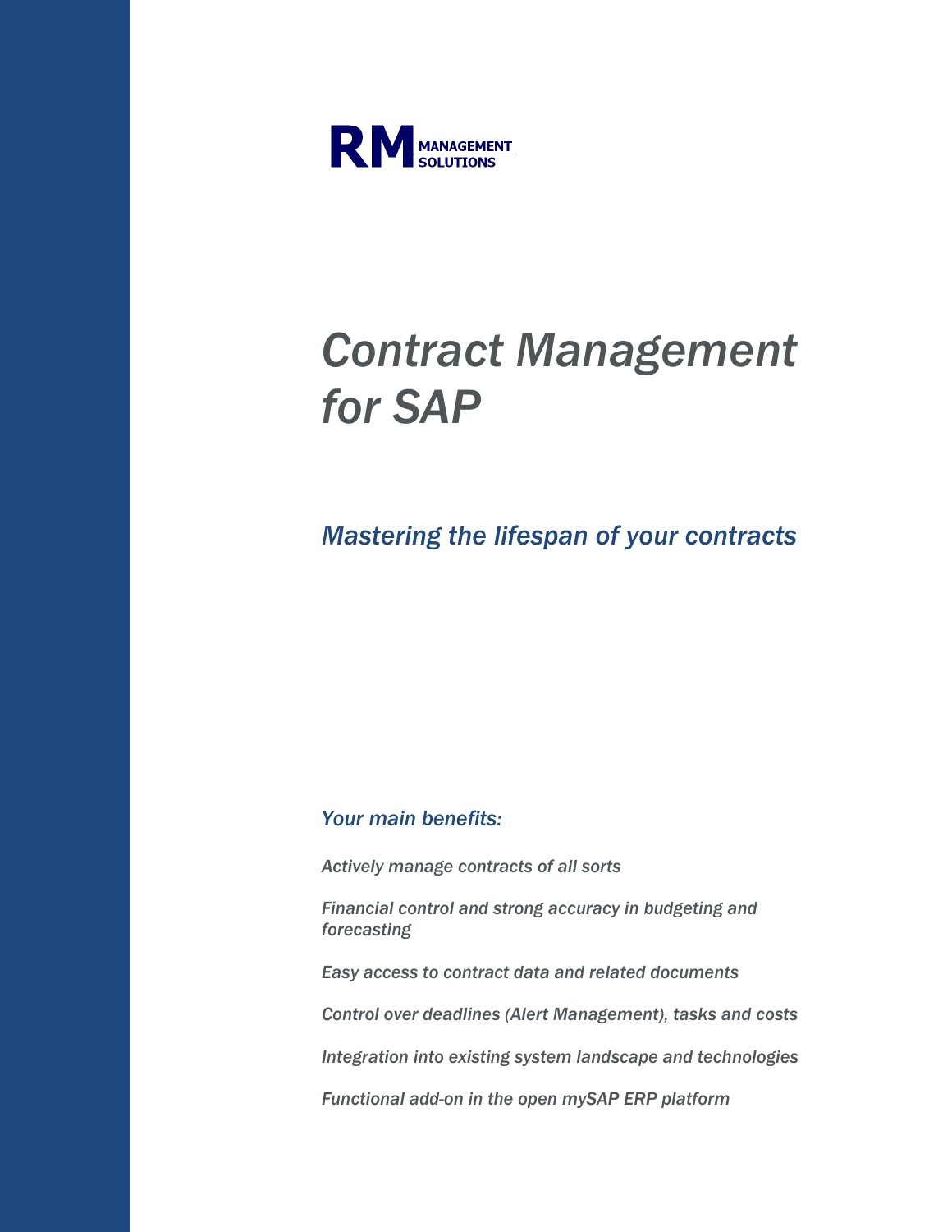RM MANAGEMENT SOLUTIONS

# *Contract Management for SAP*

## *Mastering the lifespan of your contracts*

### *Your main benefits:*

*Actively manage contracts of all sorts*

*Financial control and strong accuracy in budgeting and forecasting*

*Easy access to contract data and related documents*

*Control over deadlines (Alert Management), tasks and costs*

*Integration into existing system landscape and technologies*

*Functional add-on in the open mySAP ERP platform*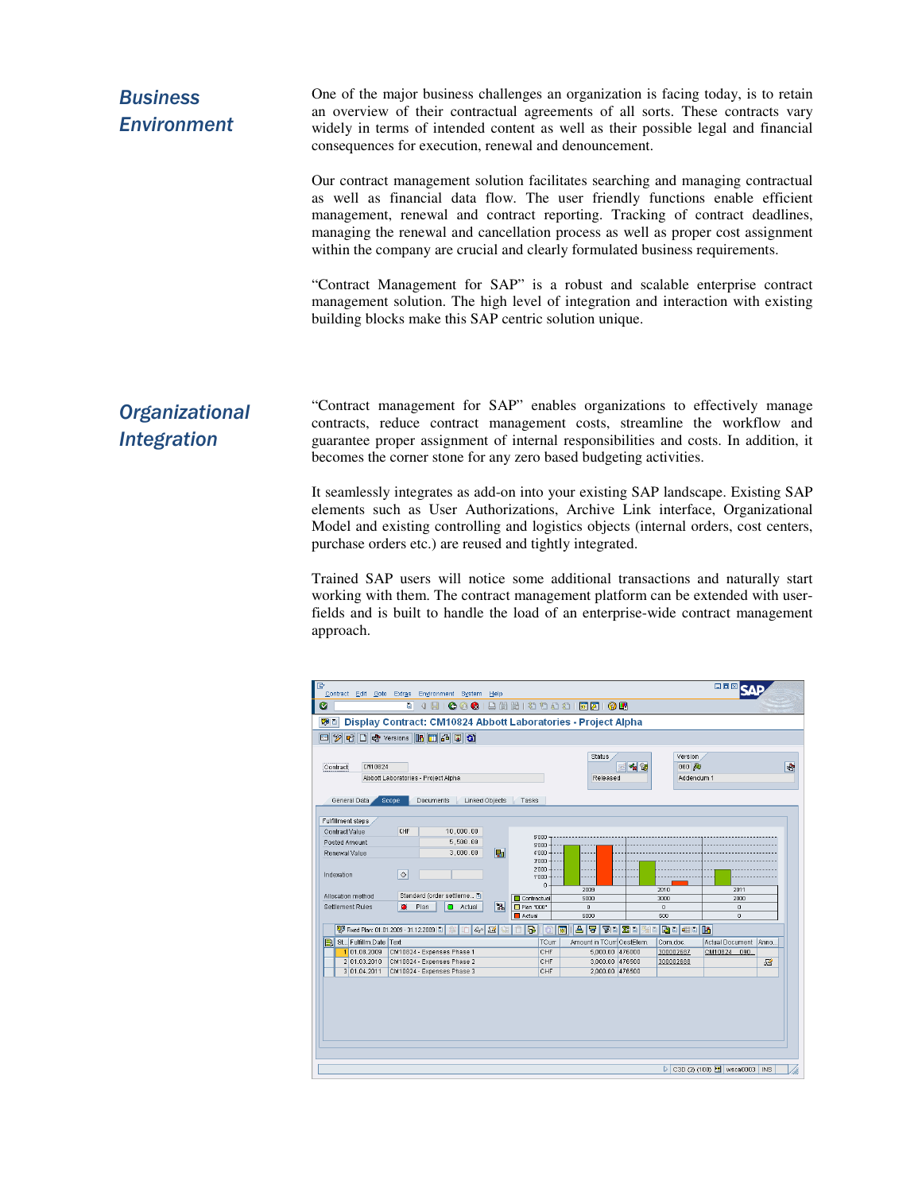## Business Environment

One of the major business challenges an organization is facing today, is to retain an overview of their contractual agreements of all sorts. These contracts vary widely in terms of intended content as well as their possible legal and financial consequences for execution, renewal and denouncement.

Our contract management solution facilitates searching and managing contractual as well as financial data flow. The user friendly functions enable efficient management, renewal and contract reporting. Tracking of contract deadlines, managing the renewal and cancellation process as well as proper cost assignment within the company are crucial and clearly formulated business requirements.

“Contract Management for SAP” is a robust and scalable enterprise contract management solution. The high level of integration and interaction with existing building blocks make this SAP centric solution unique.

## Organizational Integration

“Contract management for SAP” enables organizations to effectively manage contracts, reduce contract management costs, streamline the workflow and guarantee proper assignment of internal responsibilities and costs. In addition, it becomes the corner stone for any zero based budgeting activities.

It seamlessly integrates as add-on into your existing SAP landscape. Existing SAP elements such as User Authorizations, Archive Link interface, Organizational Model and existing controlling and logistics objects (internal orders, cost centers, purchase orders etc.) are reused and tightly integrated.

Trained SAP users will notice some additional transactions and naturally start working with them. The contract management platform can be extended with user-fields and is built to handle the load of an enterprise-wide contract management approach.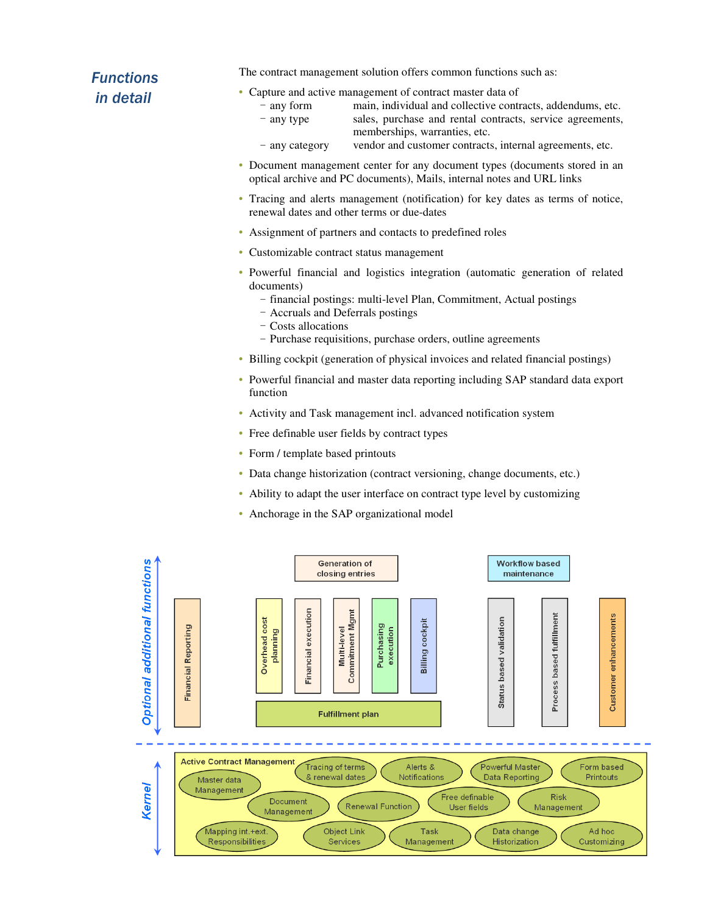## *Functions in detail*

The contract management solution offers common functions such as:

- Capture and active management of contract master data of
  - any form — main, individual and collective contracts, addendums, etc.
  - any type — sales, purchase and rental contracts, service agreements, memberships, warranties, etc.
  - any category — vendor and customer contracts, internal agreements, etc.
- Document management center for any document types (documents stored in an optical archive and PC documents), Mails, internal notes and URL links
- Tracing and alerts management (notification) for key dates as terms of notice, renewal dates and other terms or due-dates
- Assignment of partners and contacts to predefined roles
- Customizable contract status management
- Powerful financial and logistics integration (automatic generation of related documents)
  - financial postings: multi-level Plan, Commitment, Actual postings
  - Accruals and Deferrals postings
  - Costs allocations
  - Purchase requisitions, purchase orders, outline agreements
- Billing cockpit (generation of physical invoices and related financial postings)
- Powerful financial and master data reporting including SAP standard data export function
- Activity and Task management incl. advanced notification system
- Free definable user fields by contract types
- Form / template based printouts
- Data change historization (contract versioning, change documents, etc.)
- Ability to adapt the user interface on contract type level by customizing
- Anchorage in the SAP organizational model

*Optional additional functions*

- Financial Reporting
- Generation of closing entries
- Overhead cost planning
- Financial execution
- Multi-level Commitment Mgmt
- Purchasing execution
- Billing cockpit
- Fulfillment plan
- Workflow based maintenance
- Status based validation
- Process based fulfillment
- Customer enhancements

*Kernel*

Active Contract Management

- Master data Management
- Tracing of terms & renewal dates
- Alerts & Notifications
- Powerful Master Data Reporting
- Form based Printouts
- Document Management
- Renewal Function
- Free definable User fields
- Risk Management
- Mapping int.+ext. Responsibilities
- Object Link Services
- Task Management
- Data change Historization
- Ad hoc Customizing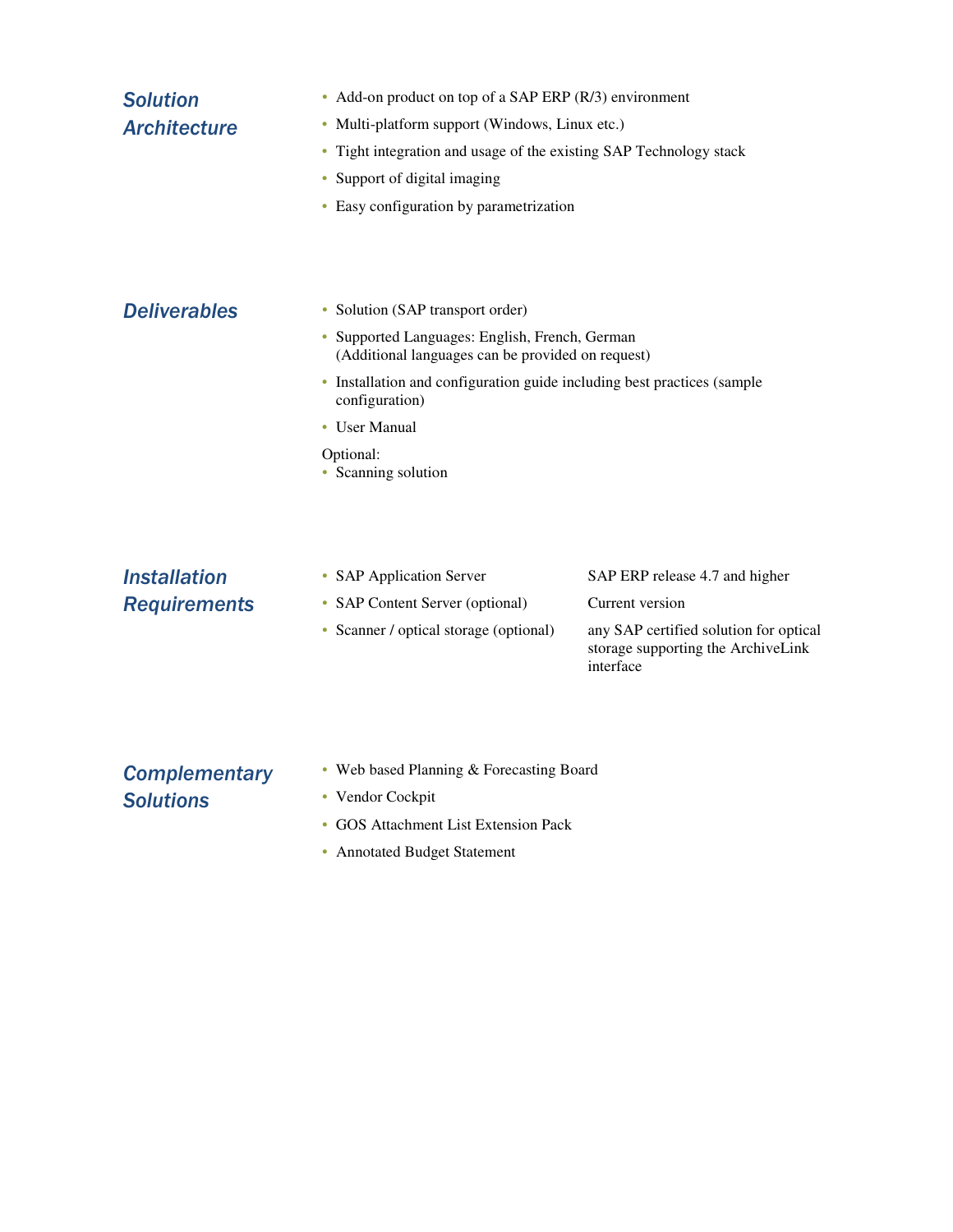## Solution Architecture

- Add-on product on top of a SAP ERP (R/3) environment
- Multi-platform support (Windows, Linux etc.)
- Tight integration and usage of the existing SAP Technology stack
- Support of digital imaging
- Easy configuration by parametrization

## Deliverables

- Solution (SAP transport order)
- Supported Languages: English, French, German
  (Additional languages can be provided on request)
- Installation and configuration guide including best practices (sample configuration)
- User Manual

Optional:
- Scanning solution

## Installation Requirements

| | |
|---|---|
| SAP Application Server | SAP ERP release 4.7 and higher |
| SAP Content Server (optional) | Current version |
| Scanner / optical storage (optional) | any SAP certified solution for optical storage supporting the ArchiveLink interface |

## Complementary Solutions

- Web based Planning & Forecasting Board
- Vendor Cockpit
- GOS Attachment List Extension Pack
- Annotated Budget Statement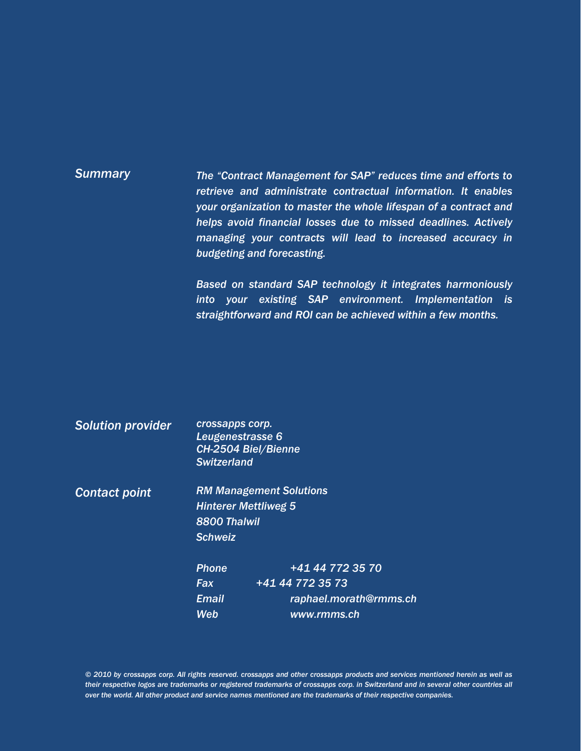*Summary*

*The “Contract Management for SAP” reduces time and efforts to retrieve and administrate contractual information. It enables your organization to master the whole lifespan of a contract and helps avoid financial losses due to missed deadlines. Actively managing your contracts will lead to increased accuracy in budgeting and forecasting.*

*Based on standard SAP technology it integrates harmoniously into your existing SAP environment. Implementation is straightforward and ROI can be achieved within a few months.*

*Solution provider*

*crossapps corp.*
*Leugenestrasse 6*
*CH-2504 Biel/Bienne*
*Switzerland*

*Contact point*

*RM Management Solutions*
*Hinterer Mettliweg 5*
*8800 Thalwil*
*Schweiz*

| | |
|---|---|
| *Phone* | *+41 44 772 35 70* |
| *Fax* | *+41 44 772 35 73* |
| *Email* | *raphael.morath@rmms.ch* |
| *Web* | *www.rmms.ch* |

*© 2010 by crossapps corp. All rights reserved. crossapps and other crossapps products and services mentioned herein as well as their respective logos are trademarks or registered trademarks of crossapps corp. in Switzerland and in several other countries all over the world. All other product and service names mentioned are the trademarks of their respective companies.*